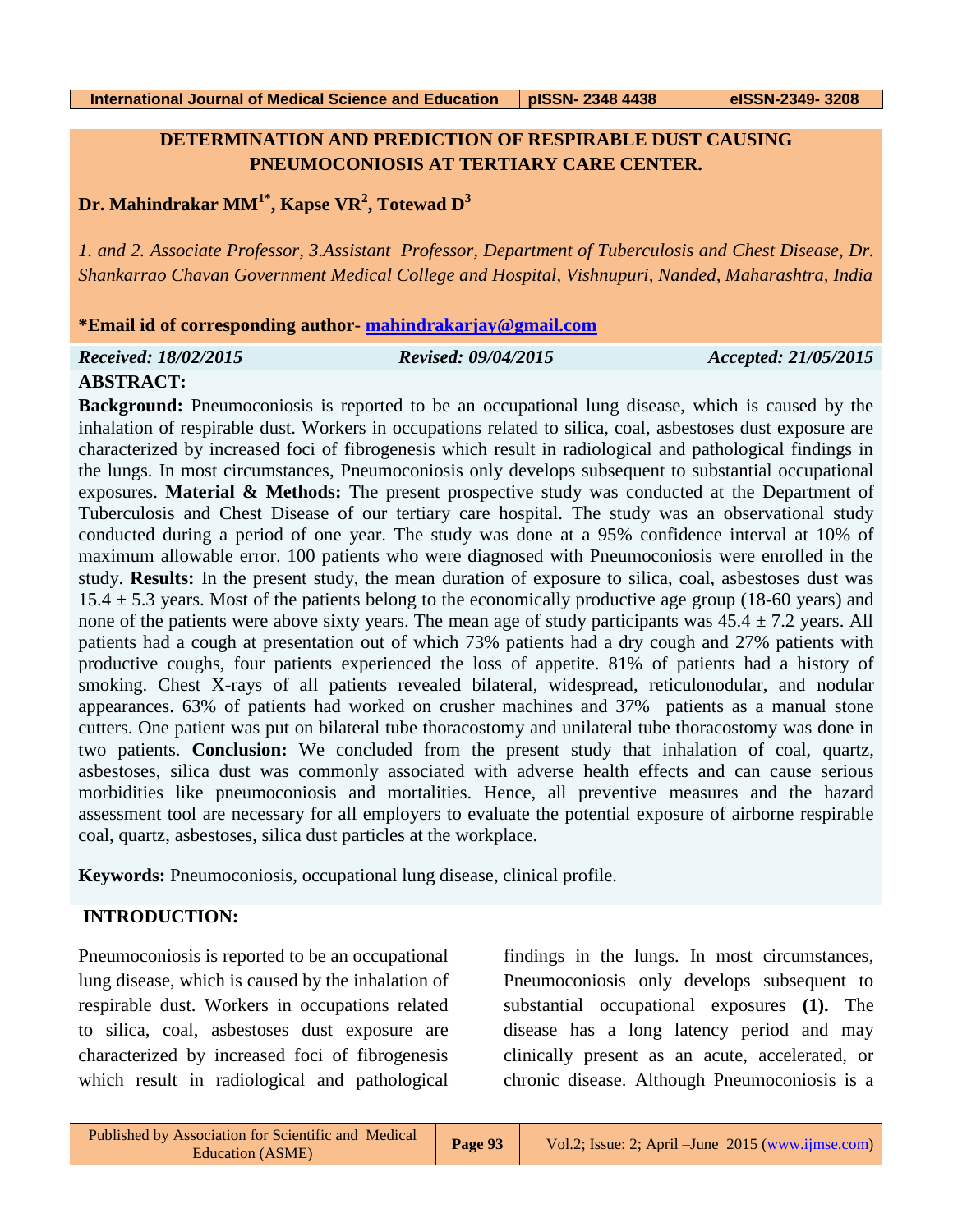# DETERMINATION AND PREDICTION OF RESPIRABLE DUST CAUSING PNEUMOCONIOSIS AT TERTIARY CARE CENTER.

**Dr. Mahindrakar MM[1*], Kapse VR[2], Totewad D[3]**

*1. and 2. Associate Professor, 3.Assistant Professor, Department of Tuberculosis and Chest Disease, Dr. Shankarrao Chavan Government Medical College and Hospital, Vishnupuri, Nanded, Maharashtra, India*

**\*Email id of corresponding author- mahindrakarjay@gmail.com**

*Received: 18/02/2015* *Revised: 09/04/2015* *Accepted: 21/05/2015*

## ABSTRACT:

**Background:** Pneumoconiosis is reported to be an occupational lung disease, which is caused by the inhalation of respirable dust. Workers in occupations related to silica, coal, asbestoses dust exposure are characterized by increased foci of fibrogenesis which result in radiological and pathological findings in the lungs. In most circumstances, Pneumoconiosis only develops subsequent to substantial occupational exposures. **Material & Methods:** The present prospective study was conducted at the Department of Tuberculosis and Chest Disease of our tertiary care hospital. The study was an observational study conducted during a period of one year. The study was done at a 95% confidence interval at 10% of maximum allowable error. 100 patients who were diagnosed with Pneumoconiosis were enrolled in the study. **Results:** In the present study, the mean duration of exposure to silica, coal, asbestoses dust was $15.4 \pm 5.3$ years. Most of the patients belong to the economically productive age group (18-60 years) and none of the patients were above sixty years. The mean age of study participants was $45.4 \pm 7.2$ years. All patients had a cough at presentation out of which 73% patients had a dry cough and 27% patients with productive coughs, four patients experienced the loss of appetite. 81% of patients had a history of smoking. Chest X-rays of all patients revealed bilateral, widespread, reticulonodular, and nodular appearances. 63% of patients had worked on crusher machines and 37% patients as a manual stone cutters. One patient was put on bilateral tube thoracostomy and unilateral tube thoracostomy was done in two patients. **Conclusion:** We concluded from the present study that inhalation of coal, quartz, asbestoses, silica dust was commonly associated with adverse health effects and can cause serious morbidities like pneumoconiosis and mortalities. Hence, all preventive measures and the hazard assessment tool are necessary for all employers to evaluate the potential exposure of airborne respirable coal, quartz, asbestoses, silica dust particles at the workplace.

**Keywords:** Pneumoconiosis, occupational lung disease, clinical profile.

## INTRODUCTION:

Pneumoconiosis is reported to be an occupational lung disease, which is caused by the inhalation of respirable dust. Workers in occupations related to silica, coal, asbestoses dust exposure are characterized by increased foci of fibrogenesis which result in radiological and pathological findings in the lungs. In most circumstances, Pneumoconiosis only develops subsequent to substantial occupational exposures **(1).** The disease has a long latency period and may clinically present as an acute, accelerated, or chronic disease. Although Pneumoconiosis is a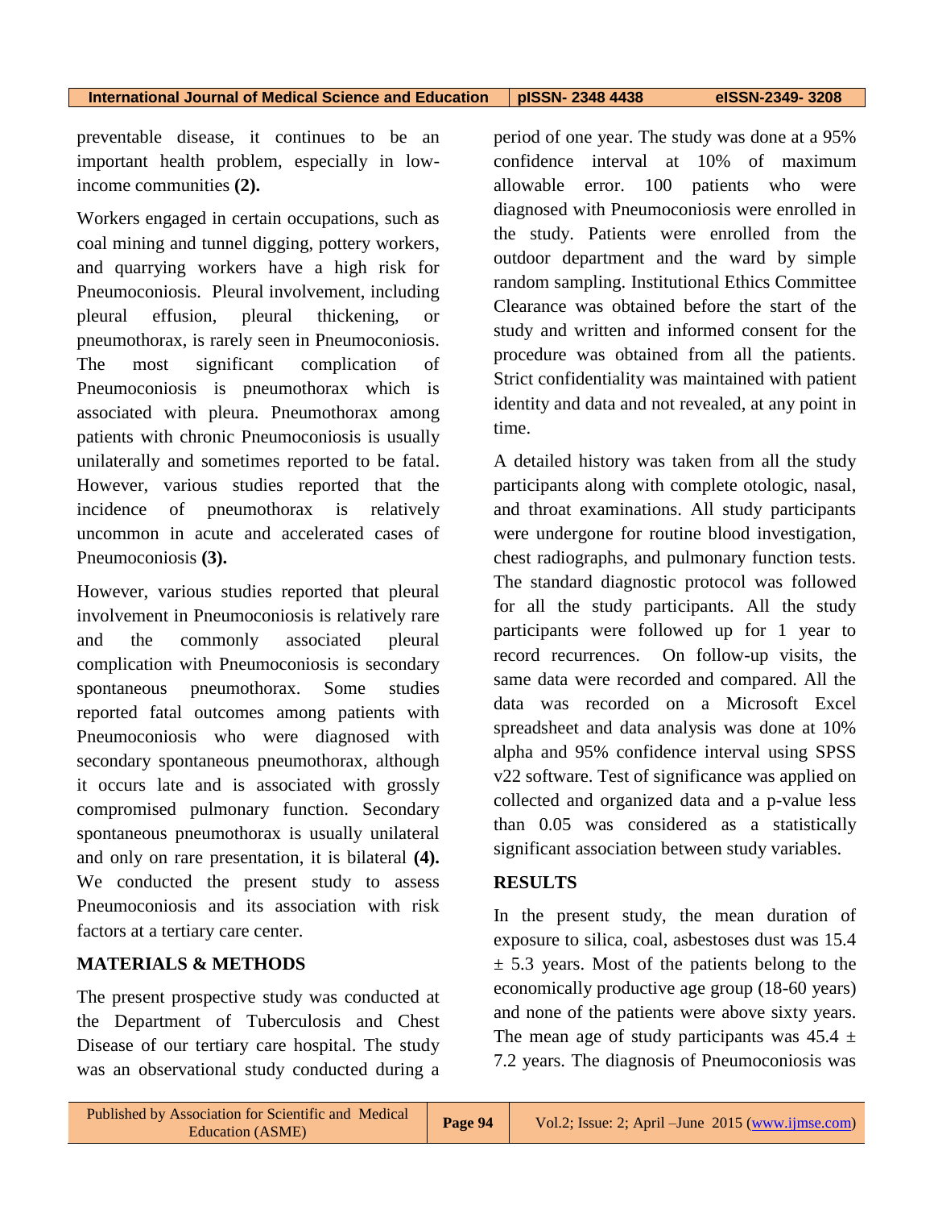preventable disease, it continues to be an important health problem, especially in low-income communities **(2).**

Workers engaged in certain occupations, such as coal mining and tunnel digging, pottery workers, and quarrying workers have a high risk for Pneumoconiosis. Pleural involvement, including pleural effusion, pleural thickening, or pneumothorax, is rarely seen in Pneumoconiosis. The most significant complication of Pneumoconiosis is pneumothorax which is associated with pleura. Pneumothorax among patients with chronic Pneumoconiosis is usually unilaterally and sometimes reported to be fatal. However, various studies reported that the incidence of pneumothorax is relatively uncommon in acute and accelerated cases of Pneumoconiosis **(3).**

However, various studies reported that pleural involvement in Pneumoconiosis is relatively rare and the commonly associated pleural complication with Pneumoconiosis is secondary spontaneous pneumothorax. Some studies reported fatal outcomes among patients with Pneumoconiosis who were diagnosed with secondary spontaneous pneumothorax, although it occurs late and is associated with grossly compromised pulmonary function. Secondary spontaneous pneumothorax is usually unilateral and only on rare presentation, it is bilateral **(4).** We conducted the present study to assess Pneumoconiosis and its association with risk factors at a tertiary care center.

## MATERIALS & METHODS

The present prospective study was conducted at the Department of Tuberculosis and Chest Disease of our tertiary care hospital. The study was an observational study conducted during a period of one year. The study was done at a 95% confidence interval at 10% of maximum allowable error. 100 patients who were diagnosed with Pneumoconiosis were enrolled in the study. Patients were enrolled from the outdoor department and the ward by simple random sampling. Institutional Ethics Committee Clearance was obtained before the start of the study and written and informed consent for the procedure was obtained from all the patients. Strict confidentiality was maintained with patient identity and data and not revealed, at any point in time.

A detailed history was taken from all the study participants along with complete otologic, nasal, and throat examinations. All study participants were undergone for routine blood investigation, chest radiographs, and pulmonary function tests. The standard diagnostic protocol was followed for all the study participants. All the study participants were followed up for 1 year to record recurrences. On follow-up visits, the same data were recorded and compared. All the data was recorded on a Microsoft Excel spreadsheet and data analysis was done at 10% alpha and 95% confidence interval using SPSS v22 software. Test of significance was applied on collected and organized data and a p-value less than 0.05 was considered as a statistically significant association between study variables.

## RESULTS

In the present study, the mean duration of exposure to silica, coal, asbestoses dust was 15.4 ± 5.3 years. Most of the patients belong to the economically productive age group (18-60 years) and none of the patients were above sixty years. The mean age of study participants was 45.4 ± 7.2 years. The diagnosis of Pneumoconiosis was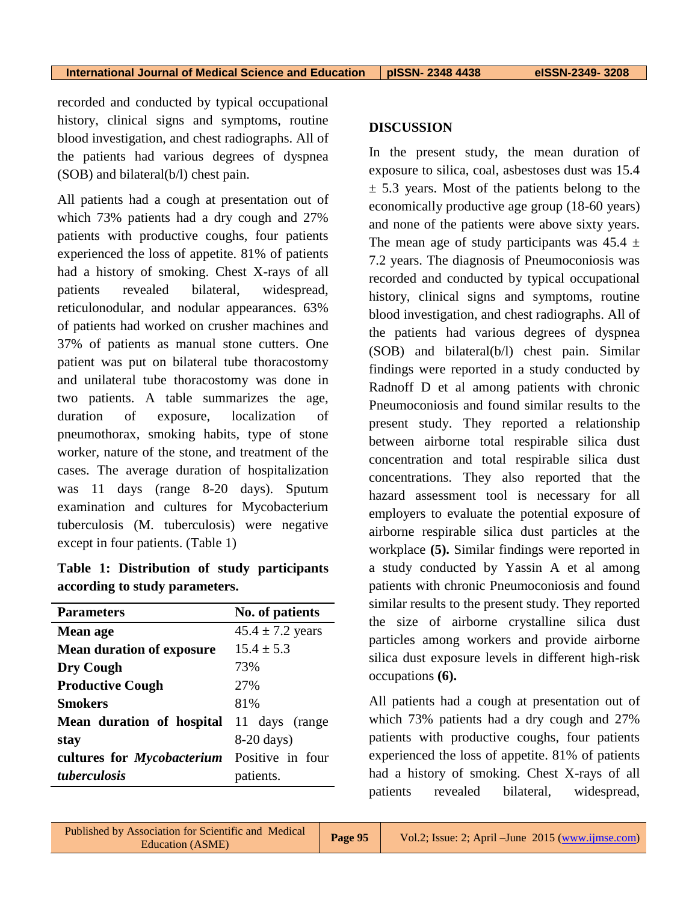recorded and conducted by typical occupational history, clinical signs and symptoms, routine blood investigation, and chest radiographs. All of the patients had various degrees of dyspnea (SOB) and bilateral(b/l) chest pain.

All patients had a cough at presentation out of which 73% patients had a dry cough and 27% patients with productive coughs, four patients experienced the loss of appetite. 81% of patients had a history of smoking. Chest X-rays of all patients revealed bilateral, widespread, reticulonodular, and nodular appearances. 63% of patients had worked on crusher machines and 37% of patients as manual stone cutters. One patient was put on bilateral tube thoracostomy and unilateral tube thoracostomy was done in two patients. A table summarizes the age, duration of exposure, localization of pneumothorax, smoking habits, type of stone worker, nature of the stone, and treatment of the cases. The average duration of hospitalization was 11 days (range 8-20 days). Sputum examination and cultures for Mycobacterium tuberculosis (M. tuberculosis) were negative except in four patients. (Table 1)

**Table 1: Distribution of study participants according to study parameters.**

| Parameters | No. of patients |
|---|---|
| **Mean age** | 45.4 ± 7.2 years |
| **Mean duration of exposure** | 15.4 ± 5.3 |
| **Dry Cough** | 73% |
| **Productive Cough** | 27% |
| **Smokers** | 81% |
| **Mean duration of hospital stay** | 11 days (range 8-20 days) |
| **cultures for *Mycobacterium tuberculosis*** | Positive in four patients. |

## DISCUSSION

In the present study, the mean duration of exposure to silica, coal, asbestoses dust was 15.4 ± 5.3 years. Most of the patients belong to the economically productive age group (18-60 years) and none of the patients were above sixty years. The mean age of study participants was 45.4 ± 7.2 years. The diagnosis of Pneumoconiosis was recorded and conducted by typical occupational history, clinical signs and symptoms, routine blood investigation, and chest radiographs. All of the patients had various degrees of dyspnea (SOB) and bilateral(b/l) chest pain. Similar findings were reported in a study conducted by Radnoff D et al among patients with chronic Pneumoconiosis and found similar results to the present study. They reported a relationship between airborne total respirable silica dust concentration and total respirable silica dust concentrations. They also reported that the hazard assessment tool is necessary for all employers to evaluate the potential exposure of airborne respirable silica dust particles at the workplace **(5).** Similar findings were reported in a study conducted by Yassin A et al among patients with chronic Pneumoconiosis and found similar results to the present study. They reported the size of airborne crystalline silica dust particles among workers and provide airborne silica dust exposure levels in different high-risk occupations **(6).**

All patients had a cough at presentation out of which 73% patients had a dry cough and 27% patients with productive coughs, four patients experienced the loss of appetite. 81% of patients had a history of smoking. Chest X-rays of all patients revealed bilateral, widespread,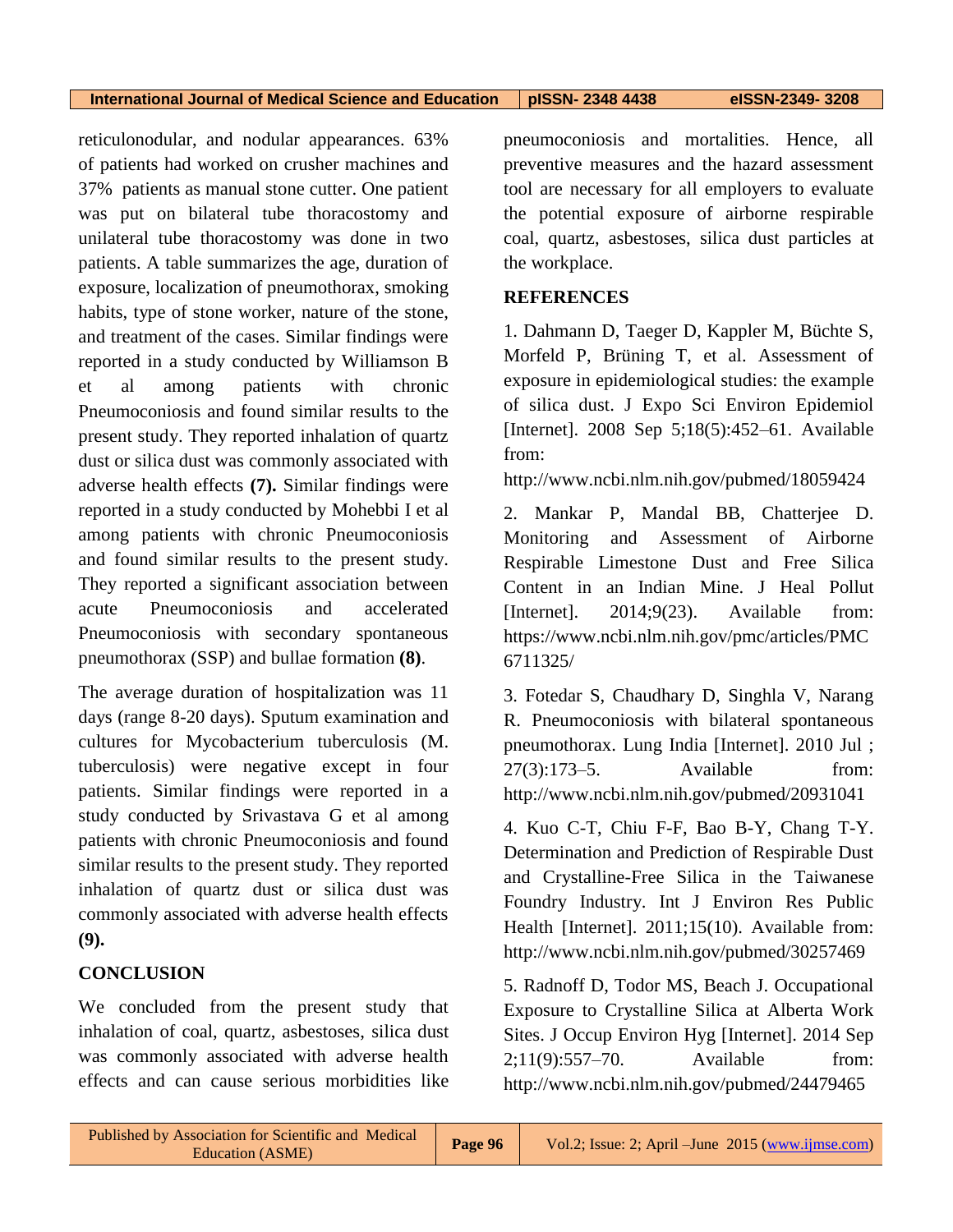reticulonodular, and nodular appearances. 63% of patients had worked on crusher machines and 37% patients as manual stone cutter. One patient was put on bilateral tube thoracostomy and unilateral tube thoracostomy was done in two patients. A table summarizes the age, duration of exposure, localization of pneumothorax, smoking habits, type of stone worker, nature of the stone, and treatment of the cases. Similar findings were reported in a study conducted by Williamson B et al among patients with chronic Pneumoconiosis and found similar results to the present study. They reported inhalation of quartz dust or silica dust was commonly associated with adverse health effects **(7).** Similar findings were reported in a study conducted by Mohebbi I et al among patients with chronic Pneumoconiosis and found similar results to the present study. They reported a significant association between acute Pneumoconiosis and accelerated Pneumoconiosis with secondary spontaneous pneumothorax (SSP) and bullae formation **(8)**.

The average duration of hospitalization was 11 days (range 8-20 days). Sputum examination and cultures for Mycobacterium tuberculosis (M. tuberculosis) were negative except in four patients. Similar findings were reported in a study conducted by Srivastava G et al among patients with chronic Pneumoconiosis and found similar results to the present study. They reported inhalation of quartz dust or silica dust was commonly associated with adverse health effects **(9).**

## CONCLUSION

We concluded from the present study that inhalation of coal, quartz, asbestoses, silica dust was commonly associated with adverse health effects and can cause serious morbidities like pneumoconiosis and mortalities. Hence, all preventive measures and the hazard assessment tool are necessary for all employers to evaluate the potential exposure of airborne respirable coal, quartz, asbestoses, silica dust particles at the workplace.

## REFERENCES

1. Dahmann D, Taeger D, Kappler M, Büchte S, Morfeld P, Brüning T, et al. Assessment of exposure in epidemiological studies: the example of silica dust. J Expo Sci Environ Epidemiol [Internet]. 2008 Sep 5;18(5):452–61. Available from: http://www.ncbi.nlm.nih.gov/pubmed/18059424

2. Mankar P, Mandal BB, Chatterjee D. Monitoring and Assessment of Airborne Respirable Limestone Dust and Free Silica Content in an Indian Mine. J Heal Pollut [Internet]. 2014;9(23). Available from: https://www.ncbi.nlm.nih.gov/pmc/articles/PMC6711325/

3. Fotedar S, Chaudhary D, Singhla V, Narang R. Pneumoconiosis with bilateral spontaneous pneumothorax. Lung India [Internet]. 2010 Jul ; 27(3):173–5. Available from: http://www.ncbi.nlm.nih.gov/pubmed/20931041

4. Kuo C-T, Chiu F-F, Bao B-Y, Chang T-Y. Determination and Prediction of Respirable Dust and Crystalline-Free Silica in the Taiwanese Foundry Industry. Int J Environ Res Public Health [Internet]. 2011;15(10). Available from: http://www.ncbi.nlm.nih.gov/pubmed/30257469

5. Radnoff D, Todor MS, Beach J. Occupational Exposure to Crystalline Silica at Alberta Work Sites. J Occup Environ Hyg [Internet]. 2014 Sep 2;11(9):557–70. Available from: http://www.ncbi.nlm.nih.gov/pubmed/24479465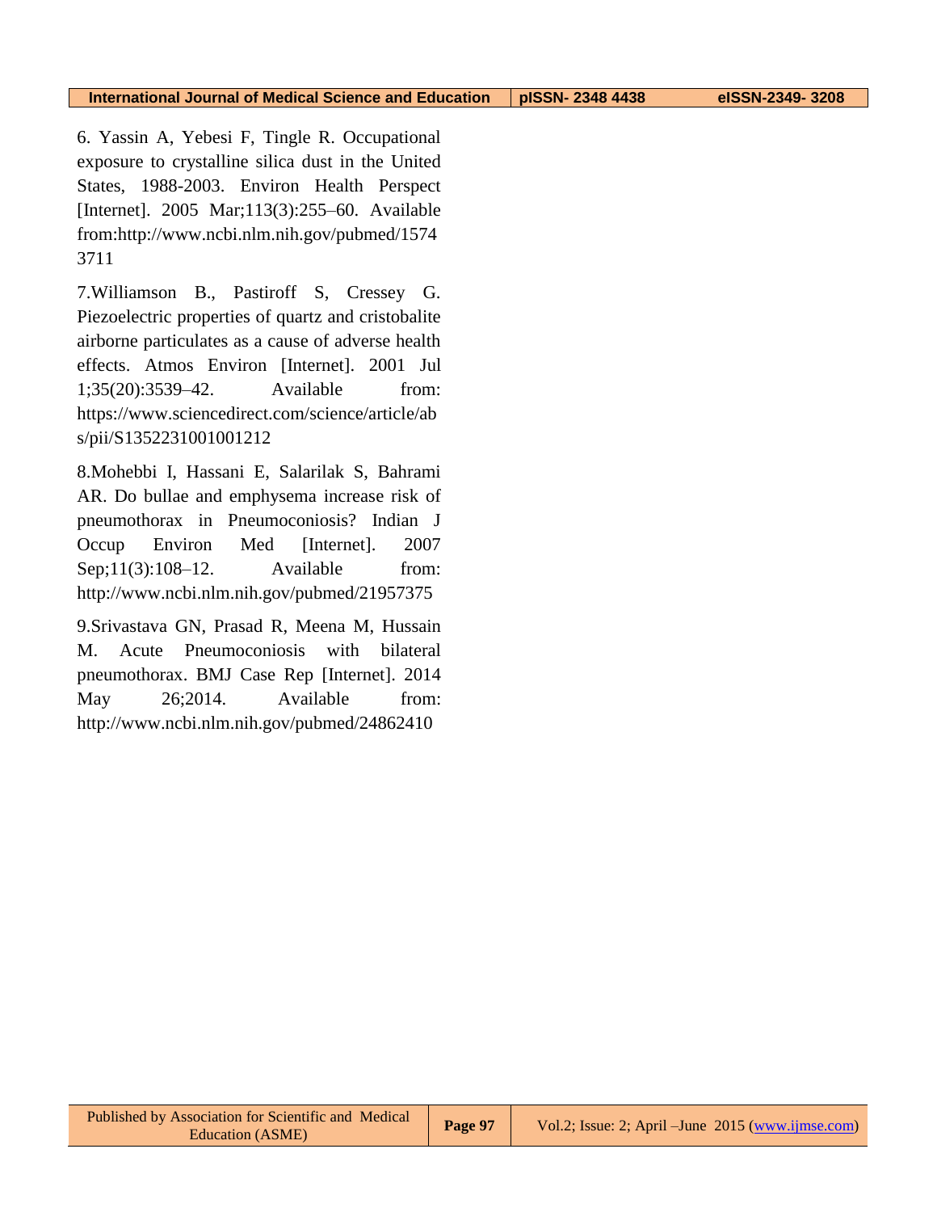6. Yassin A, Yebesi F, Tingle R. Occupational exposure to crystalline silica dust in the United States, 1988-2003. Environ Health Perspect [Internet]. 2005 Mar;113(3):255–60. Available from:http://www.ncbi.nlm.nih.gov/pubmed/15743711

7.Williamson B., Pastiroff S, Cressey G. Piezoelectric properties of quartz and cristobalite airborne particulates as a cause of adverse health effects. Atmos Environ [Internet]. 2001 Jul 1;35(20):3539–42. Available from: https://www.sciencedirect.com/science/article/abs/pii/S1352231001001212

8.Mohebbi I, Hassani E, Salarilak S, Bahrami AR. Do bullae and emphysema increase risk of pneumothorax in Pneumoconiosis? Indian J Occup Environ Med [Internet]. 2007 Sep;11(3):108–12. Available from: http://www.ncbi.nlm.nih.gov/pubmed/21957375

9.Srivastava GN, Prasad R, Meena M, Hussain M. Acute Pneumoconiosis with bilateral pneumothorax. BMJ Case Rep [Internet]. 2014 May 26;2014. Available from: http://www.ncbi.nlm.nih.gov/pubmed/24862410